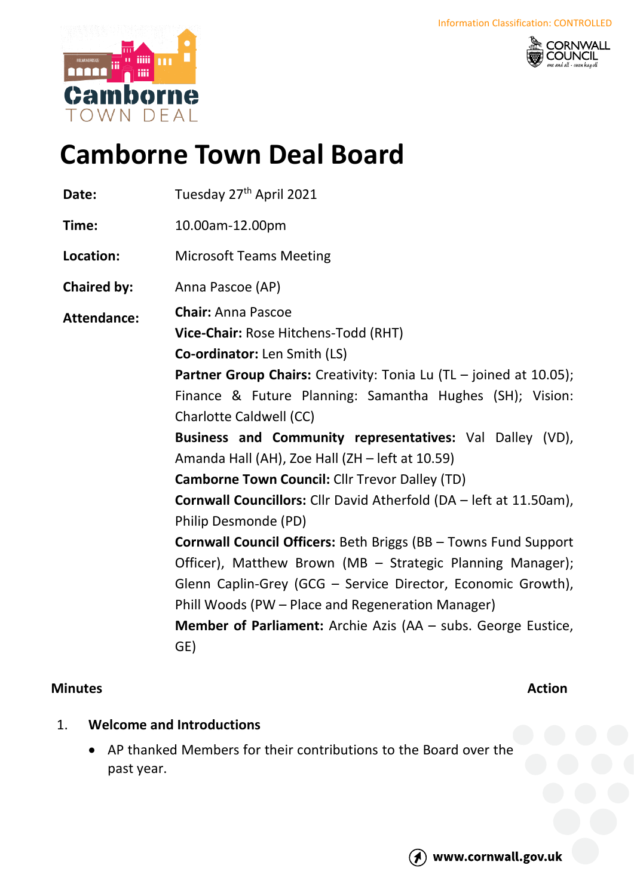Information Classification: CONTROLLED

# Camborne Town Deal Board

**Date:** Tuesday 27th April 2021

**Time:** 10.00am-12.00pm

**Location:** Microsoft Teams Meeting

**Chaired by:** Anna Pascoe (AP)

**Attendance:**

**Chair:** Anna Pascoe
**Vice-Chair:** Rose Hitchens-Todd (RHT)
**Co-ordinator:** Len Smith (LS)
**Partner Group Chairs:** Creativity: Tonia Lu (TL – joined at 10.05); Finance & Future Planning: Samantha Hughes (SH); Vision: Charlotte Caldwell (CC)
**Business and Community representatives:** Val Dalley (VD), Amanda Hall (AH), Zoe Hall (ZH – left at 10.59)
**Camborne Town Council:** Cllr Trevor Dalley (TD)
**Cornwall Councillors:** Cllr David Atherfold (DA – left at 11.50am), Philip Desmonde (PD)
**Cornwall Council Officers:** Beth Briggs (BB – Towns Fund Support Officer), Matthew Brown (MB – Strategic Planning Manager); Glenn Caplin-Grey (GCG – Service Director, Economic Growth), Phill Woods (PW – Place and Regeneration Manager)
**Member of Parliament:** Archie Azis (AA – subs. George Eustice, GE)

**Minutes** **Action**

1. **Welcome and Introductions**
   - AP thanked Members for their contributions to the Board over the past year.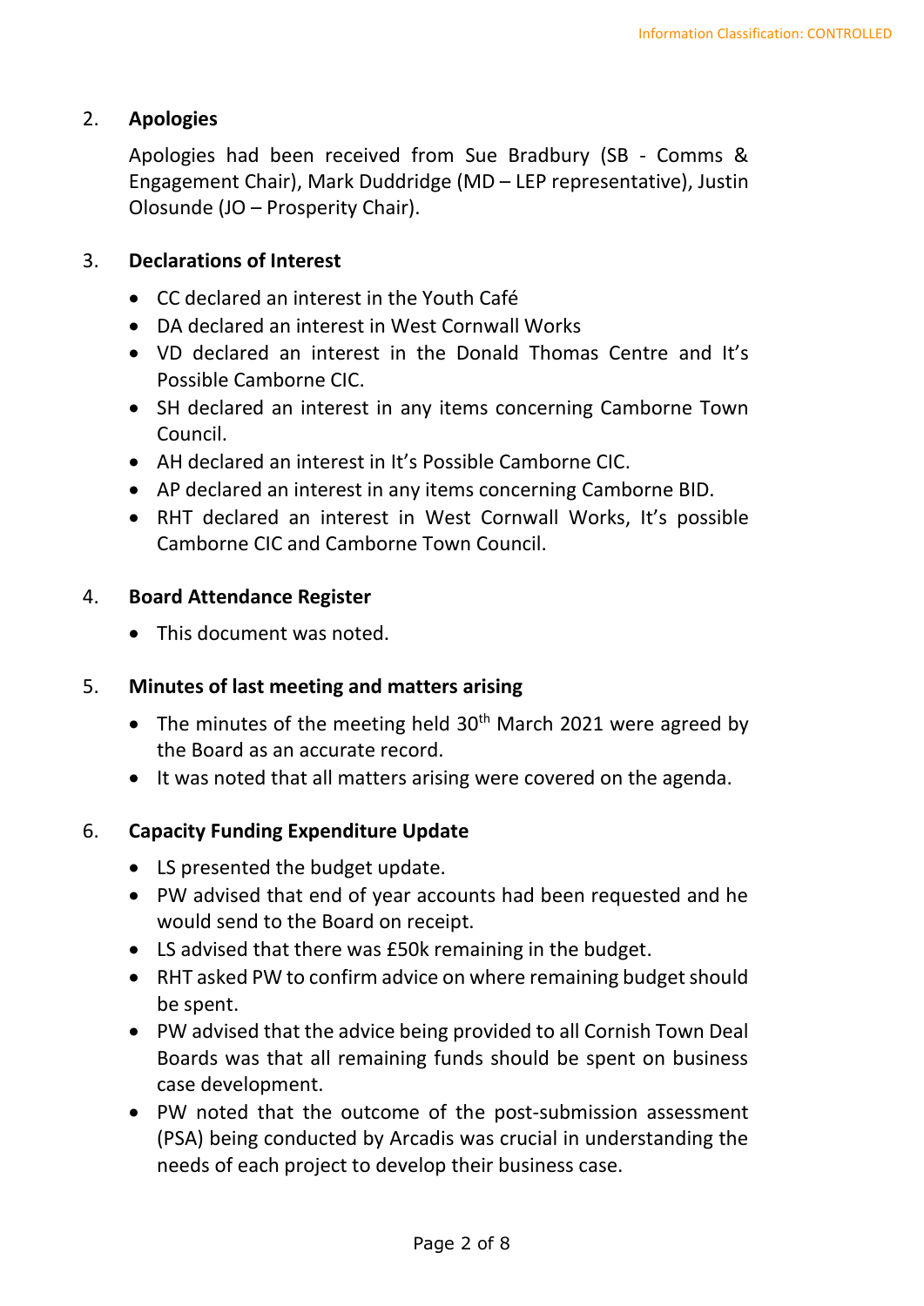## 2. Apologies

Apologies had been received from Sue Bradbury (SB - Comms & Engagement Chair), Mark Duddridge (MD – LEP representative), Justin Olosunde (JO – Prosperity Chair).

## 3. Declarations of Interest

- CC declared an interest in the Youth Café
- DA declared an interest in West Cornwall Works
- VD declared an interest in the Donald Thomas Centre and It's Possible Camborne CIC.
- SH declared an interest in any items concerning Camborne Town Council.
- AH declared an interest in It's Possible Camborne CIC.
- AP declared an interest in any items concerning Camborne BID.
- RHT declared an interest in West Cornwall Works, It's possible Camborne CIC and Camborne Town Council.

## 4. Board Attendance Register

- This document was noted.

## 5. Minutes of last meeting and matters arising

- The minutes of the meeting held 30th March 2021 were agreed by the Board as an accurate record.
- It was noted that all matters arising were covered on the agenda.

## 6. Capacity Funding Expenditure Update

- LS presented the budget update.
- PW advised that end of year accounts had been requested and he would send to the Board on receipt.
- LS advised that there was £50k remaining in the budget.
- RHT asked PW to confirm advice on where remaining budget should be spent.
- PW advised that the advice being provided to all Cornish Town Deal Boards was that all remaining funds should be spent on business case development.
- PW noted that the outcome of the post-submission assessment (PSA) being conducted by Arcadis was crucial in understanding the needs of each project to develop their business case.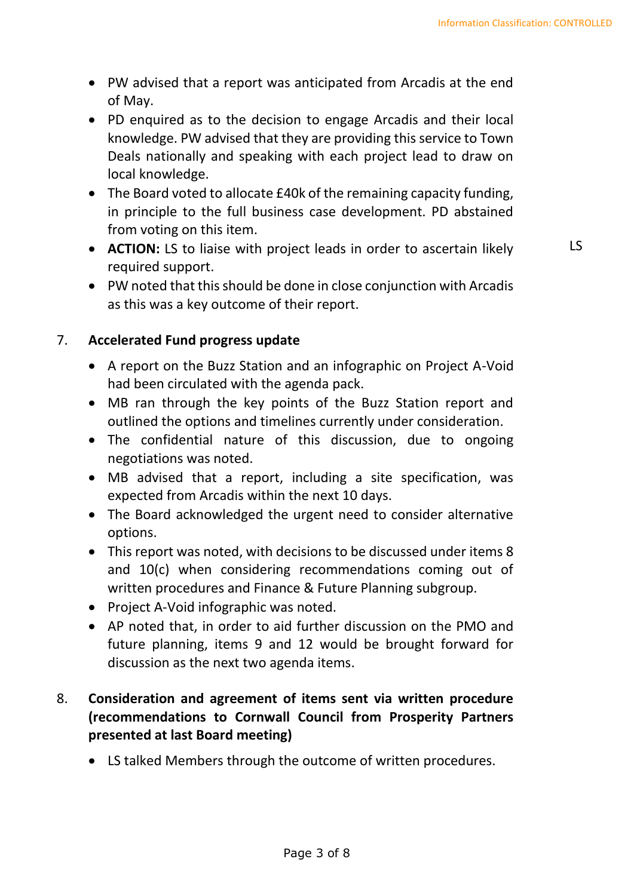- PW advised that a report was anticipated from Arcadis at the end of May.
- PD enquired as to the decision to engage Arcadis and their local knowledge. PW advised that they are providing this service to Town Deals nationally and speaking with each project lead to draw on local knowledge.
- The Board voted to allocate £40k of the remaining capacity funding, in principle to the full business case development. PD abstained from voting on this item.
- **ACTION:** LS to liaise with project leads in order to ascertain likely required support. LS
- PW noted that this should be done in close conjunction with Arcadis as this was a key outcome of their report.

7. **Accelerated Fund progress update**

- A report on the Buzz Station and an infographic on Project A-Void had been circulated with the agenda pack.
- MB ran through the key points of the Buzz Station report and outlined the options and timelines currently under consideration.
- The confidential nature of this discussion, due to ongoing negotiations was noted.
- MB advised that a report, including a site specification, was expected from Arcadis within the next 10 days.
- The Board acknowledged the urgent need to consider alternative options.
- This report was noted, with decisions to be discussed under items 8 and 10(c) when considering recommendations coming out of written procedures and Finance & Future Planning subgroup.
- Project A-Void infographic was noted.
- AP noted that, in order to aid further discussion on the PMO and future planning, items 9 and 12 would be brought forward for discussion as the next two agenda items.

8. **Consideration and agreement of items sent via written procedure (recommendations to Cornwall Council from Prosperity Partners presented at last Board meeting)**

- LS talked Members through the outcome of written procedures.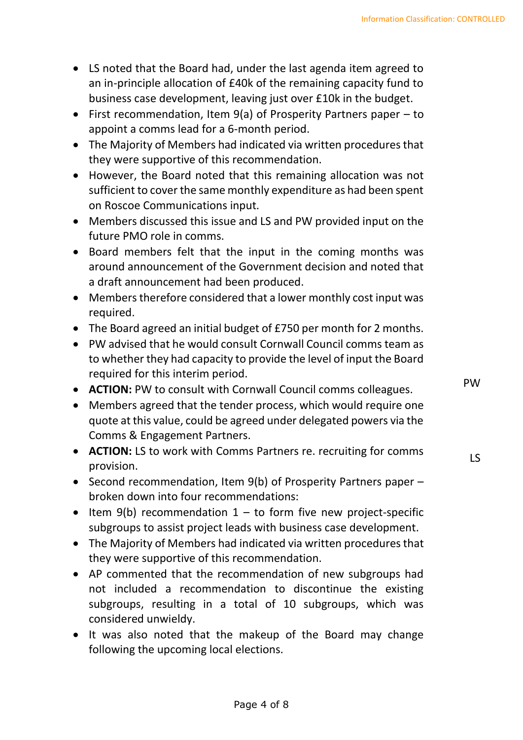- LS noted that the Board had, under the last agenda item agreed to an in-principle allocation of £40k of the remaining capacity fund to business case development, leaving just over £10k in the budget.
- First recommendation, Item 9(a) of Prosperity Partners paper – to appoint a comms lead for a 6-month period.
- The Majority of Members had indicated via written procedures that they were supportive of this recommendation.
- However, the Board noted that this remaining allocation was not sufficient to cover the same monthly expenditure as had been spent on Roscoe Communications input.
- Members discussed this issue and LS and PW provided input on the future PMO role in comms.
- Board members felt that the input in the coming months was around announcement of the Government decision and noted that a draft announcement had been produced.
- Members therefore considered that a lower monthly cost input was required.
- The Board agreed an initial budget of £750 per month for 2 months.
- PW advised that he would consult Cornwall Council comms team as to whether they had capacity to provide the level of input the Board required for this interim period.
- **ACTION:** PW to consult with Cornwall Council comms colleagues. — PW
- Members agreed that the tender process, which would require one quote at this value, could be agreed under delegated powers via the Comms & Engagement Partners.
- **ACTION:** LS to work with Comms Partners re. recruiting for comms provision. — LS
- Second recommendation, Item 9(b) of Prosperity Partners paper – broken down into four recommendations:
- Item 9(b) recommendation 1 – to form five new project-specific subgroups to assist project leads with business case development.
- The Majority of Members had indicated via written procedures that they were supportive of this recommendation.
- AP commented that the recommendation of new subgroups had not included a recommendation to discontinue the existing subgroups, resulting in a total of 10 subgroups, which was considered unwieldy.
- It was also noted that the makeup of the Board may change following the upcoming local elections.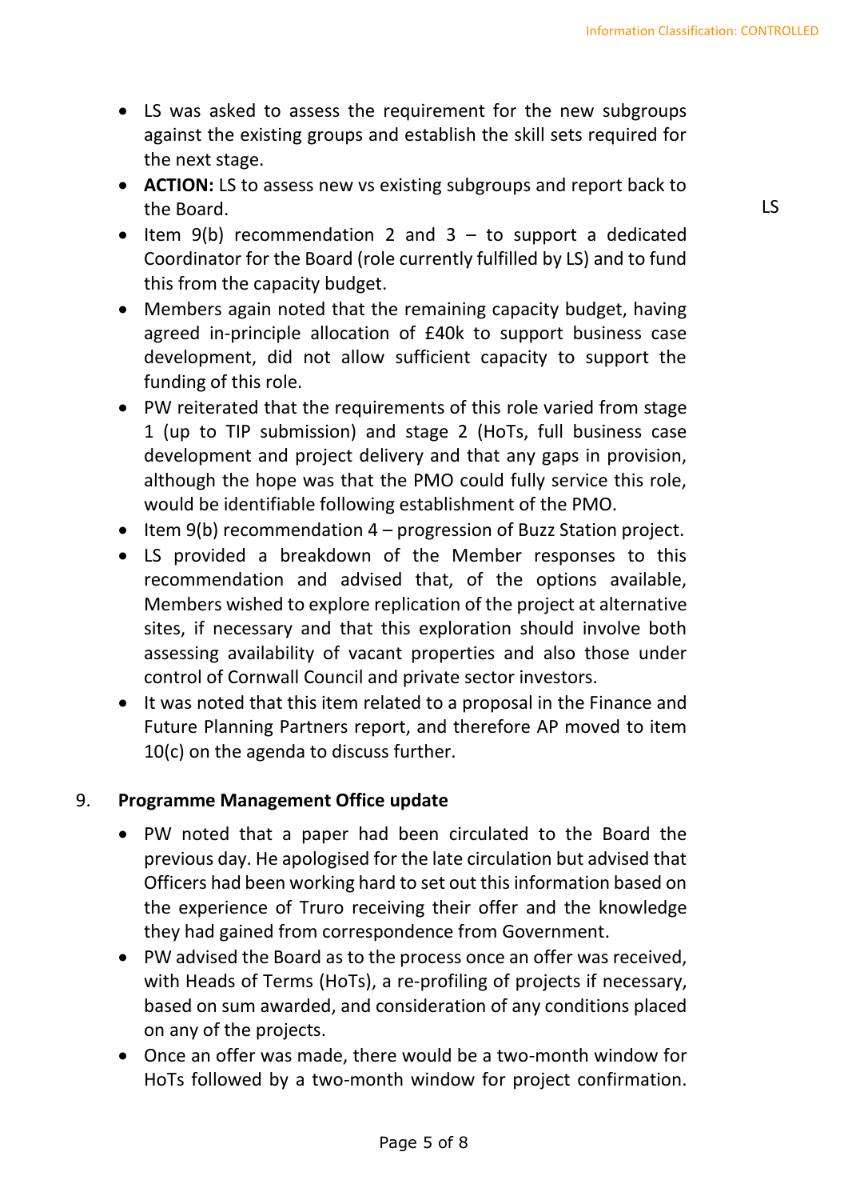- LS was asked to assess the requirement for the new subgroups against the existing groups and establish the skill sets required for the next stage.
- **ACTION:** LS to assess new vs existing subgroups and report back to the Board. — LS
- Item 9(b) recommendation 2 and 3 – to support a dedicated Coordinator for the Board (role currently fulfilled by LS) and to fund this from the capacity budget.
- Members again noted that the remaining capacity budget, having agreed in-principle allocation of £40k to support business case development, did not allow sufficient capacity to support the funding of this role.
- PW reiterated that the requirements of this role varied from stage 1 (up to TIP submission) and stage 2 (HoTs, full business case development and project delivery and that any gaps in provision, although the hope was that the PMO could fully service this role, would be identifiable following establishment of the PMO.
- Item 9(b) recommendation 4 – progression of Buzz Station project.
- LS provided a breakdown of the Member responses to this recommendation and advised that, of the options available, Members wished to explore replication of the project at alternative sites, if necessary and that this exploration should involve both assessing availability of vacant properties and also those under control of Cornwall Council and private sector investors.
- It was noted that this item related to a proposal in the Finance and Future Planning Partners report, and therefore AP moved to item 10(c) on the agenda to discuss further.

## 9. Programme Management Office update

- PW noted that a paper had been circulated to the Board the previous day. He apologised for the late circulation but advised that Officers had been working hard to set out this information based on the experience of Truro receiving their offer and the knowledge they had gained from correspondence from Government.
- PW advised the Board as to the process once an offer was received, with Heads of Terms (HoTs), a re-profiling of projects if necessary, based on sum awarded, and consideration of any conditions placed on any of the projects.
- Once an offer was made, there would be a two-month window for HoTs followed by a two-month window for project confirmation.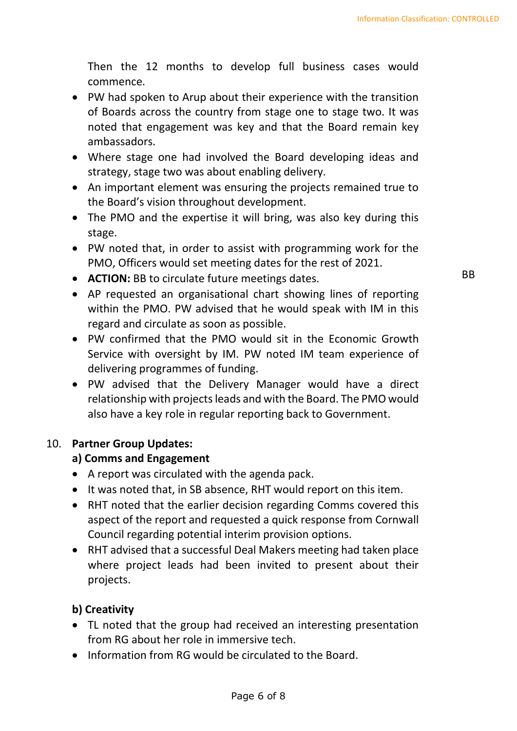Then the 12 months to develop full business cases would commence.

- PW had spoken to Arup about their experience with the transition of Boards across the country from stage one to stage two. It was noted that engagement was key and that the Board remain key ambassadors.
- Where stage one had involved the Board developing ideas and strategy, stage two was about enabling delivery.
- An important element was ensuring the projects remained true to the Board's vision throughout development.
- The PMO and the expertise it will bring, was also key during this stage.
- PW noted that, in order to assist with programming work for the PMO, Officers would set meeting dates for the rest of 2021.
- **ACTION:** BB to circulate future meetings dates. BB
- AP requested an organisational chart showing lines of reporting within the PMO. PW advised that he would speak with IM in this regard and circulate as soon as possible.
- PW confirmed that the PMO would sit in the Economic Growth Service with oversight by IM. PW noted IM team experience of delivering programmes of funding.
- PW advised that the Delivery Manager would have a direct relationship with projects leads and with the Board. The PMO would also have a key role in regular reporting back to Government.

10. **Partner Group Updates:**

**a) Comms and Engagement**

- A report was circulated with the agenda pack.
- It was noted that, in SB absence, RHT would report on this item.
- RHT noted that the earlier decision regarding Comms covered this aspect of the report and requested a quick response from Cornwall Council regarding potential interim provision options.
- RHT advised that a successful Deal Makers meeting had taken place where project leads had been invited to present about their projects.

**b) Creativity**

- TL noted that the group had received an interesting presentation from RG about her role in immersive tech.
- Information from RG would be circulated to the Board.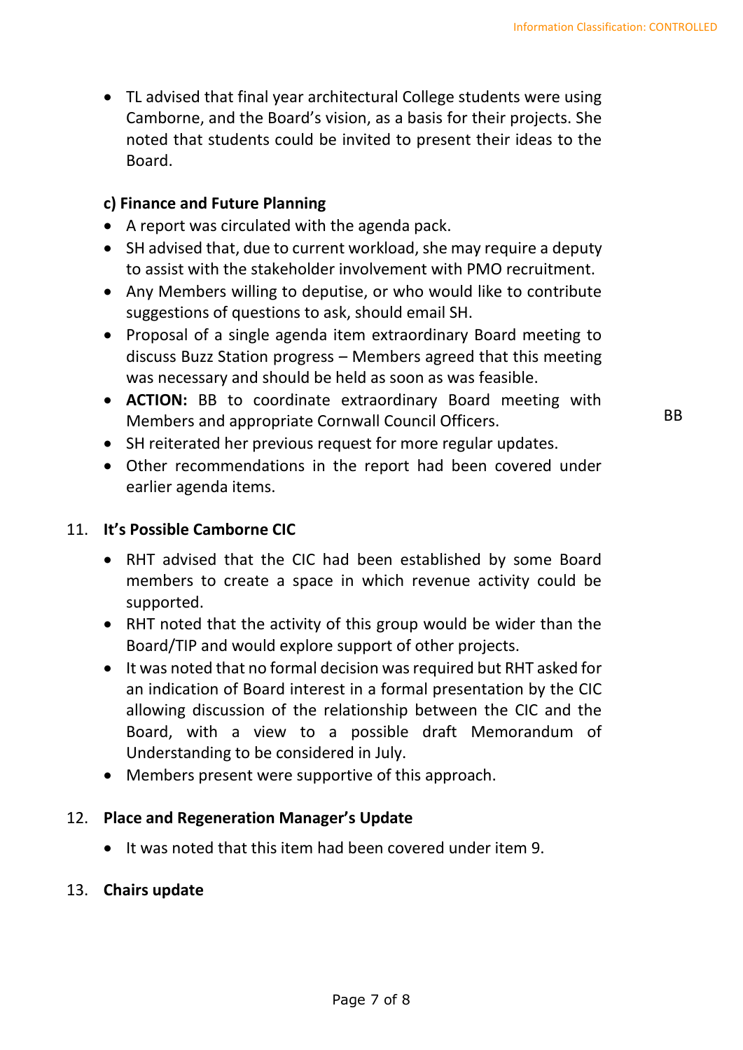- TL advised that final year architectural College students were using Camborne, and the Board's vision, as a basis for their projects. She noted that students could be invited to present their ideas to the Board.

**c) Finance and Future Planning**

- A report was circulated with the agenda pack.
- SH advised that, due to current workload, she may require a deputy to assist with the stakeholder involvement with PMO recruitment.
- Any Members willing to deputise, or who would like to contribute suggestions of questions to ask, should email SH.
- Proposal of a single agenda item extraordinary Board meeting to discuss Buzz Station progress – Members agreed that this meeting was necessary and should be held as soon as was feasible.
- **ACTION:** BB to coordinate extraordinary Board meeting with Members and appropriate Cornwall Council Officers. — BB
- SH reiterated her previous request for more regular updates.
- Other recommendations in the report had been covered under earlier agenda items.

11. **It's Possible Camborne CIC**

- RHT advised that the CIC had been established by some Board members to create a space in which revenue activity could be supported.
- RHT noted that the activity of this group would be wider than the Board/TIP and would explore support of other projects.
- It was noted that no formal decision was required but RHT asked for an indication of Board interest in a formal presentation by the CIC allowing discussion of the relationship between the CIC and the Board, with a view to a possible draft Memorandum of Understanding to be considered in July.
- Members present were supportive of this approach.

12. **Place and Regeneration Manager's Update**

- It was noted that this item had been covered under item 9.

13. **Chairs update**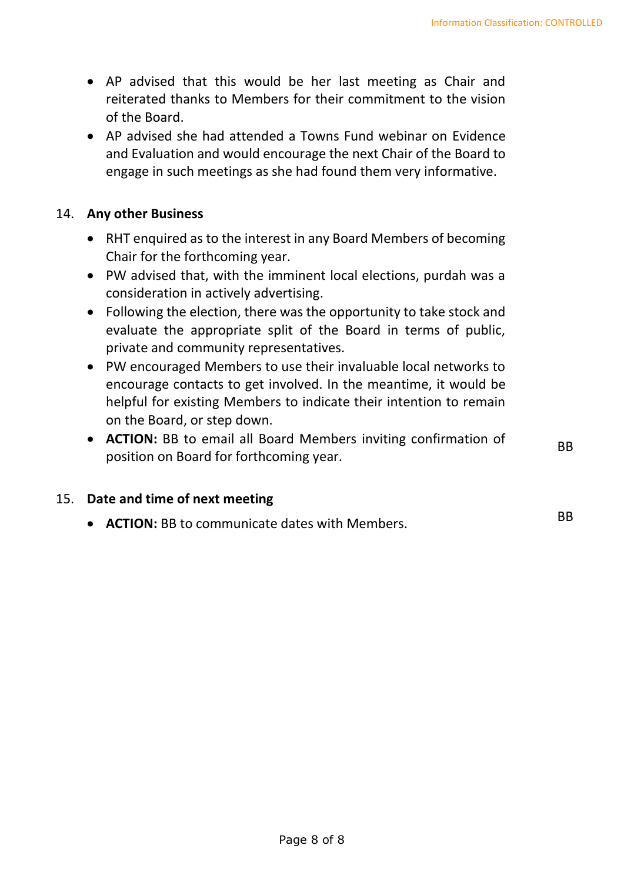- AP advised that this would be her last meeting as Chair and reiterated thanks to Members for their commitment to the vision of the Board.
- AP advised she had attended a Towns Fund webinar on Evidence and Evaluation and would encourage the next Chair of the Board to engage in such meetings as she had found them very informative.

14. **Any other Business**

- RHT enquired as to the interest in any Board Members of becoming Chair for the forthcoming year.
- PW advised that, with the imminent local elections, purdah was a consideration in actively advertising.
- Following the election, there was the opportunity to take stock and evaluate the appropriate split of the Board in terms of public, private and community representatives.
- PW encouraged Members to use their invaluable local networks to encourage contacts to get involved. In the meantime, it would be helpful for existing Members to indicate their intention to remain on the Board, or step down.
- **ACTION:** BB to email all Board Members inviting confirmation of position on Board for forthcoming year. — BB

15. **Date and time of next meeting**

- **ACTION:** BB to communicate dates with Members. — BB